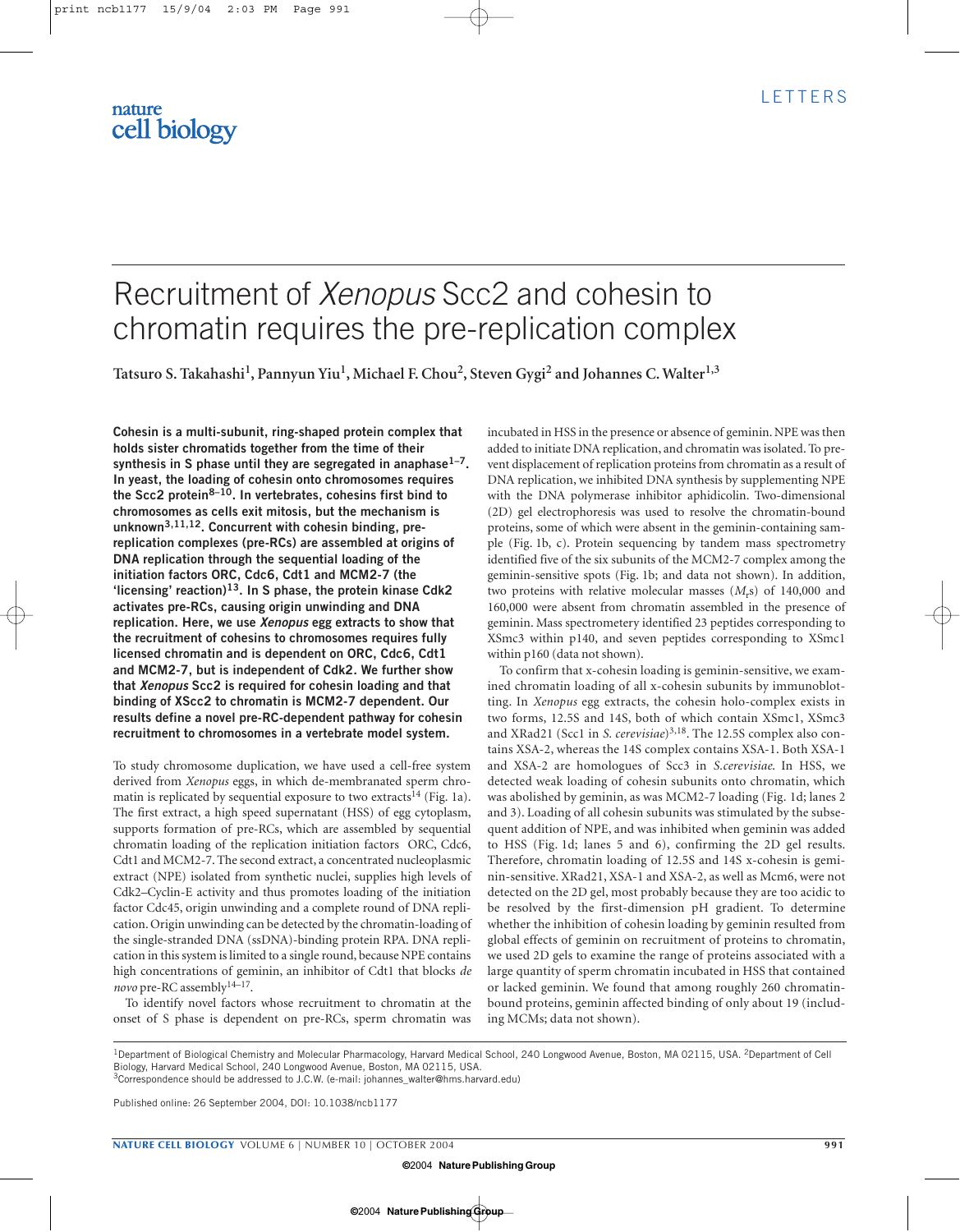# Recruitment of *Xenopus* Scc2 and cohesin to chromatin requires the pre-replication complex

**Tatsuro S. Takahashi[1], Pannyun Yiu[1], Michael F. Chou[2], Steven Gygi[2] and Johannes C. Walter[1,3]**

**Cohesin is a multi-subunit, ring-shaped protein complex that holds sister chromatids together from the time of their synthesis in S phase until they are segregated in anaphase[1–7]. In yeast, the loading of cohesin onto chromosomes requires the Scc2 protein[8–10]. In vertebrates, cohesins first bind to chromosomes as cells exit mitosis, but the mechanism is unknown[3,11,12]. Concurrent with cohesin binding, pre-replication complexes (pre-RCs) are assembled at origins of DNA replication through the sequential loading of the initiation factors ORC, Cdc6, Cdt1 and MCM2-7 (the 'licensing' reaction)[13]. In S phase, the protein kinase Cdk2 activates pre-RCs, causing origin unwinding and DNA replication. Here, we use *Xenopus* egg extracts to show that the recruitment of cohesins to chromosomes requires fully licensed chromatin and is dependent on ORC, Cdc6, Cdt1 and MCM2-7, but is independent of Cdk2. We further show that *Xenopus* Scc2 is required for cohesin loading and that binding of XScc2 to chromatin is MCM2-7 dependent. Our results define a novel pre-RC-dependent pathway for cohesin recruitment to chromosomes in a vertebrate model system.**

To study chromosome duplication, we have used a cell-free system derived from *Xenopus* eggs, in which de-membranated sperm chromatin is replicated by sequential exposure to two extracts[14] (Fig. 1a). The first extract, a high speed supernatant (HSS) of egg cytoplasm, supports formation of pre-RCs, which are assembled by sequential chromatin loading of the replication initiation factors ORC, Cdc6, Cdt1 and MCM2-7. The second extract, a concentrated nucleoplasmic extract (NPE) isolated from synthetic nuclei, supplies high levels of Cdk2–Cyclin-E activity and thus promotes loading of the initiation factor Cdc45, origin unwinding and a complete round of DNA replication. Origin unwinding can be detected by the chromatin-loading of the single-stranded DNA (ssDNA)-binding protein RPA. DNA replication in this system is limited to a single round, because NPE contains high concentrations of geminin, an inhibitor of Cdt1 that blocks *de novo* pre-RC assembly[14–17].

To identify novel factors whose recruitment to chromatin at the onset of S phase is dependent on pre-RCs, sperm chromatin was incubated in HSS in the presence or absence of geminin. NPE was then added to initiate DNA replication, and chromatin was isolated. To prevent displacement of replication proteins from chromatin as a result of DNA replication, we inhibited DNA synthesis by supplementing NPE with the DNA polymerase inhibitor aphidicolin. Two-dimensional (2D) gel electrophoresis was used to resolve the chromatin-bound proteins, some of which were absent in the geminin-containing sample (Fig. 1b, c). Protein sequencing by tandem mass spectrometry identified five of the six subunits of the MCM2-7 complex among the geminin-sensitive spots (Fig. 1b; and data not shown). In addition, two proteins with relative molecular masses ($M_r$s) of 140,000 and 160,000 were absent from chromatin assembled in the presence of geminin. Mass spectrometery identified 23 peptides corresponding to XSmc3 within p140, and seven peptides corresponding to XSmc1 within p160 (data not shown).

To confirm that x-cohesin loading is geminin-sensitive, we examined chromatin loading of all x-cohesin subunits by immunoblotting. In *Xenopus* egg extracts, the cohesin holo-complex exists in two forms, 12.5S and 14S, both of which contain XSmc1, XSmc3 and XRad21 (Scc1 in *S. cerevisiae*)[3,18]. The 12.5S complex also contains XSA-2, whereas the 14S complex contains XSA-1. Both XSA-1 and XSA-2 are homologues of Scc3 in *S.cerevisiae*. In HSS, we detected weak loading of cohesin subunits onto chromatin, which was abolished by geminin, as was MCM2-7 loading (Fig. 1d; lanes 2 and 3). Loading of all cohesin subunits was stimulated by the subsequent addition of NPE, and was inhibited when geminin was added to HSS (Fig. 1d; lanes 5 and 6), confirming the 2D gel results. Therefore, chromatin loading of 12.5S and 14S x-cohesin is geminin-sensitive. XRad21, XSA-1 and XSA-2, as well as Mcm6, were not detected on the 2D gel, most probably because they are too acidic to be resolved by the first-dimension pH gradient. To determine whether the inhibition of cohesin loading by geminin resulted from global effects of geminin on recruitment of proteins to chromatin, we used 2D gels to examine the range of proteins associated with a large quantity of sperm chromatin incubated in HSS that contained or lacked geminin. We found that among roughly 260 chromatin-bound proteins, geminin affected binding of only about 19 (including MCMs; data not shown).

[1]Department of Biological Chemistry and Molecular Pharmacology, Harvard Medical School, 240 Longwood Avenue, Boston, MA 02115, USA. [2]Department of Cell Biology, Harvard Medical School, 240 Longwood Avenue, Boston, MA 02115, USA.
[3]Correspondence should be addressed to J.C.W. (e-mail: johannes_walter@hms.harvard.edu)

Published online: 26 September 2004, DOI: 10.1038/ncb1177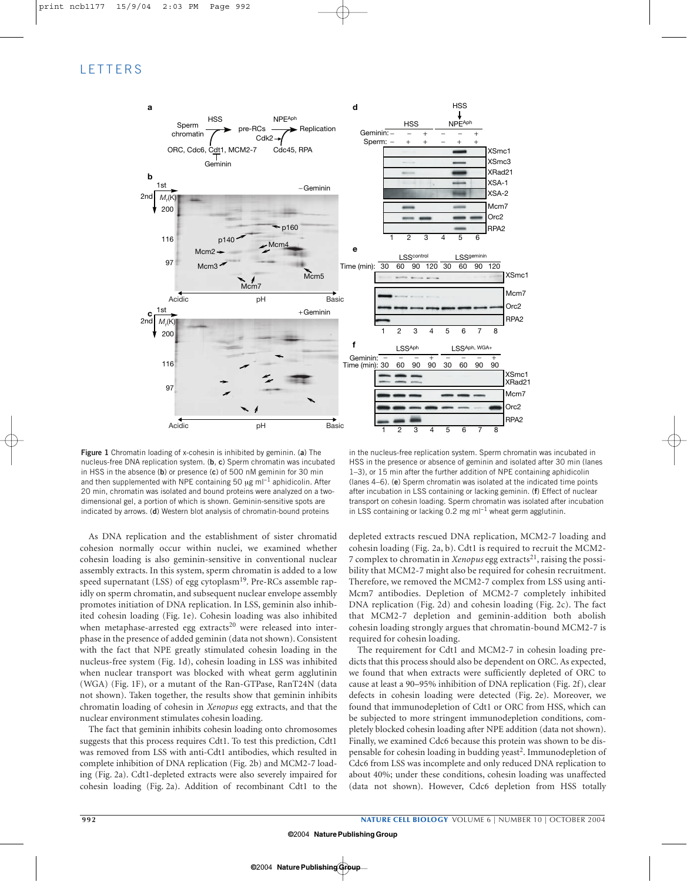**Figure 1** Chromatin loading of x-cohesin is inhibited by geminin. (**a**) The nucleus-free DNA replication system. (**b**, **c**) Sperm chromatin was incubated in HSS in the absence (**b**) or presence (**c**) of 500 nM geminin for 30 min and then supplemented with NPE containing 50 μg ml$^{-1}$ aphidicolin. After 20 min, chromatin was isolated and bound proteins were analyzed on a two-dimensional gel, a portion of which is shown. Geminin-sensitive spots are indicated by arrows. (**d**) Western blot analysis of chromatin-bound proteins in the nucleus-free replication system. Sperm chromatin was incubated in HSS in the presence or absence of geminin and isolated after 30 min (lanes 1–3), or 15 min after the further addition of NPE containing aphidicolin (lanes 4–6). (**e**) Sperm chromatin was isolated at the indicated time points after incubation in LSS containing or lacking geminin. (**f**) Effect of nuclear transport on cohesin loading. Sperm chromatin was isolated after incubation in LSS containing or lacking 0.2 mg ml$^{-1}$ wheat germ agglutinin.

As DNA replication and the establishment of sister chromatid cohesion normally occur within nuclei, we examined whether cohesin loading is also geminin-sensitive in conventional nuclear assembly extracts. In this system, sperm chromatin is added to a low speed supernatant (LSS) of egg cytoplasm[19]. Pre-RCs assemble rapidly on sperm chromatin, and subsequent nuclear envelope assembly promotes initiation of DNA replication. In LSS, geminin also inhibited cohesin loading (Fig. 1e). Cohesin loading was also inhibited when metaphase-arrested egg extracts[20] were released into interphase in the presence of added geminin (data not shown). Consistent with the fact that NPE greatly stimulated cohesin loading in the nucleus-free system (Fig. 1d), cohesin loading in LSS was inhibited when nuclear transport was blocked with wheat germ agglutinin (WGA) (Fig. 1F), or a mutant of the Ran-GTPase, RanT24N (data not shown). Taken together, the results show that geminin inhibits chromatin loading of cohesin in *Xenopus* egg extracts, and that the nuclear environment stimulates cohesin loading.

The fact that geminin inhibits cohesin loading onto chromosomes suggests that this process requires Cdt1. To test this prediction, Cdt1 was removed from LSS with anti-Cdt1 antibodies, which resulted in complete inhibition of DNA replication (Fig. 2b) and MCM2-7 loading (Fig. 2a). Cdt1-depleted extracts were also severely impaired for cohesin loading (Fig. 2a). Addition of recombinant Cdt1 to the depleted extracts rescued DNA replication, MCM2-7 loading and cohesin loading (Fig. 2a, b). Cdt1 is required to recruit the MCM2-7 complex to chromatin in *Xenopus* egg extracts[21], raising the possibility that MCM2-7 might also be required for cohesin recruitment. Therefore, we removed the MCM2-7 complex from LSS using anti-Mcm7 antibodies. Depletion of MCM2-7 completely inhibited DNA replication (Fig. 2d) and cohesin loading (Fig. 2c). The fact that MCM2-7 depletion and geminin-addition both abolish cohesin loading strongly argues that chromatin-bound MCM2-7 is required for cohesin loading.

The requirement for Cdt1 and MCM2-7 in cohesin loading predicts that this process should also be dependent on ORC. As expected, we found that when extracts were sufficiently depleted of ORC to cause at least a 90–95% inhibition of DNA replication (Fig. 2f), clear defects in cohesin loading were detected (Fig. 2e). Moreover, we found that immunodepletion of Cdt1 or ORC from HSS, which can be subjected to more stringent immunodepletion conditions, completely blocked cohesin loading after NPE addition (data not shown). Finally, we examined Cdc6 because this protein was shown to be dispensable for cohesin loading in budding yeast[2]. Immunodepletion of Cdc6 from LSS was incomplete and only reduced DNA replication to about 40%; under these conditions, cohesin loading was unaffected (data not shown). However, Cdc6 depletion from HSS totally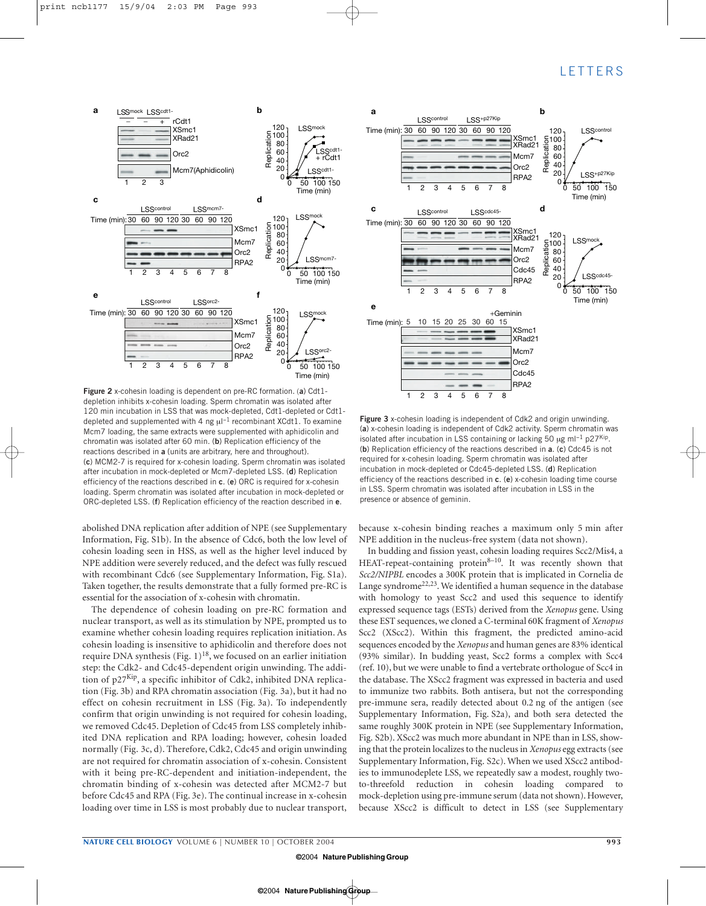**Figure 2** x-cohesin loading is dependent on pre-RC formation. (**a**) Cdt1-depletion inhibits x-cohesin loading. Sperm chromatin was isolated after 120 min incubation in LSS that was mock-depleted, Cdt1-depleted or Cdt1-depleted and supplemented with 4 ng μl[−1] recombinant XCdt1. To examine Mcm7 loading, the same extracts were supplemented with aphidicolin and chromatin was isolated after 60 min. (**b**) Replication efficiency of the reactions described in **a** (units are arbitrary, here and throughout). (**c**) MCM2-7 is required for x-cohesin loading. Sperm chromatin was isolated after incubation in mock-depleted or Mcm7-depleted LSS. (**d**) Replication efficiency of the reactions described in **c**. (**e**) ORC is required for x-cohesin loading. Sperm chromatin was isolated after incubation in mock-depleted or ORC-depleted LSS. (**f**) Replication efficiency of the reaction described in **e**.

**Figure 3** x-cohesin loading is independent of Cdk2 and origin unwinding. (**a**) x-cohesin loading is independent of Cdk2 activity. Sperm chromatin was isolated after incubation in LSS containing or lacking 50 μg ml[−1] p27[Kip]. (**b**) Replication efficiency of the reactions described in **a**. (**c**) Cdc45 is not required for x-cohesin loading. Sperm chromatin was isolated after incubation in mock-depleted or Cdc45-depleted LSS. (**d**) Replication efficiency of the reactions described in **c**. (**e**) x-cohesin loading time course in LSS. Sperm chromatin was isolated after incubation in LSS in the presence or absence of geminin.

abolished DNA replication after addition of NPE (see Supplementary Information, Fig. S1b). In the absence of Cdc6, both the low level of cohesin loading seen in HSS, as well as the higher level induced by NPE addition were severely reduced, and the defect was fully rescued with recombinant Cdc6 (see Supplementary Information, Fig. S1a). Taken together, the results demonstrate that a fully formed pre-RC is essential for the association of x-cohesin with chromatin.

The dependence of cohesin loading on pre-RC formation and nuclear transport, as well as its stimulation by NPE, prompted us to examine whether cohesin loading requires replication initiation. As cohesin loading is insensitive to aphidicolin and therefore does not require DNA synthesis (Fig. 1)[18], we focused on an earlier initiation step: the Cdk2- and Cdc45-dependent origin unwinding. The addition of p27[Kip], a specific inhibitor of Cdk2, inhibited DNA replication (Fig. 3b) and RPA chromatin association (Fig. 3a), but it had no effect on cohesin recruitment in LSS (Fig. 3a). To independently confirm that origin unwinding is not required for cohesin loading, we removed Cdc45. Depletion of Cdc45 from LSS completely inhibited DNA replication and RPA loading; however, cohesin loaded normally (Fig. 3c, d). Therefore, Cdk2, Cdc45 and origin unwinding are not required for chromatin association of x-cohesin. Consistent with it being pre-RC-dependent and initiation-independent, the chromatin binding of x-cohesin was detected after MCM2-7 but before Cdc45 and RPA (Fig. 3e). The continual increase in x-cohesin loading over time in LSS is most probably due to nuclear transport, because x-cohesin binding reaches a maximum only 5 min after NPE addition in the nucleus-free system (data not shown).

In budding and fission yeast, cohesin loading requires Scc2/Mis4, a HEAT-repeat-containing protein[8–10]. It was recently shown that *Scc2/NIPBL* encodes a 300K protein that is implicated in Cornelia de Lange syndrome[22,23]. We identified a human sequence in the database with homology to yeast Scc2 and used this sequence to identify expressed sequence tags (ESTs) derived from the *Xenopus* gene. Using these EST sequences, we cloned a C-terminal 60K fragment of *Xenopus* Scc2 (XScc2). Within this fragment, the predicted amino-acid sequences encoded by the *Xenopus* and human genes are 83% identical (93% similar). In budding yeast, Scc2 forms a complex with Scc4 (ref. 10), but we were unable to find a vertebrate orthologue of Scc4 in the database. The XScc2 fragment was expressed in bacteria and used to immunize two rabbits. Both antisera, but not the corresponding pre-immune sera, readily detected about 0.2 ng of the antigen (see Supplementary Information, Fig. S2a), and both sera detected the same roughly 300K protein in NPE (see Supplementary Information, Fig. S2b). XScc2 was much more abundant in NPE than in LSS, showing that the protein localizes to the nucleus in *Xenopus* egg extracts (see Supplementary Information, Fig. S2c). When we used XScc2 antibodies to immunodeplete LSS, we repeatedly saw a modest, roughly two-to-threefold reduction in cohesin loading compared to mock-depletion using pre-immune serum (data not shown). However, because XScc2 is difficult to detect in LSS (see Supplementary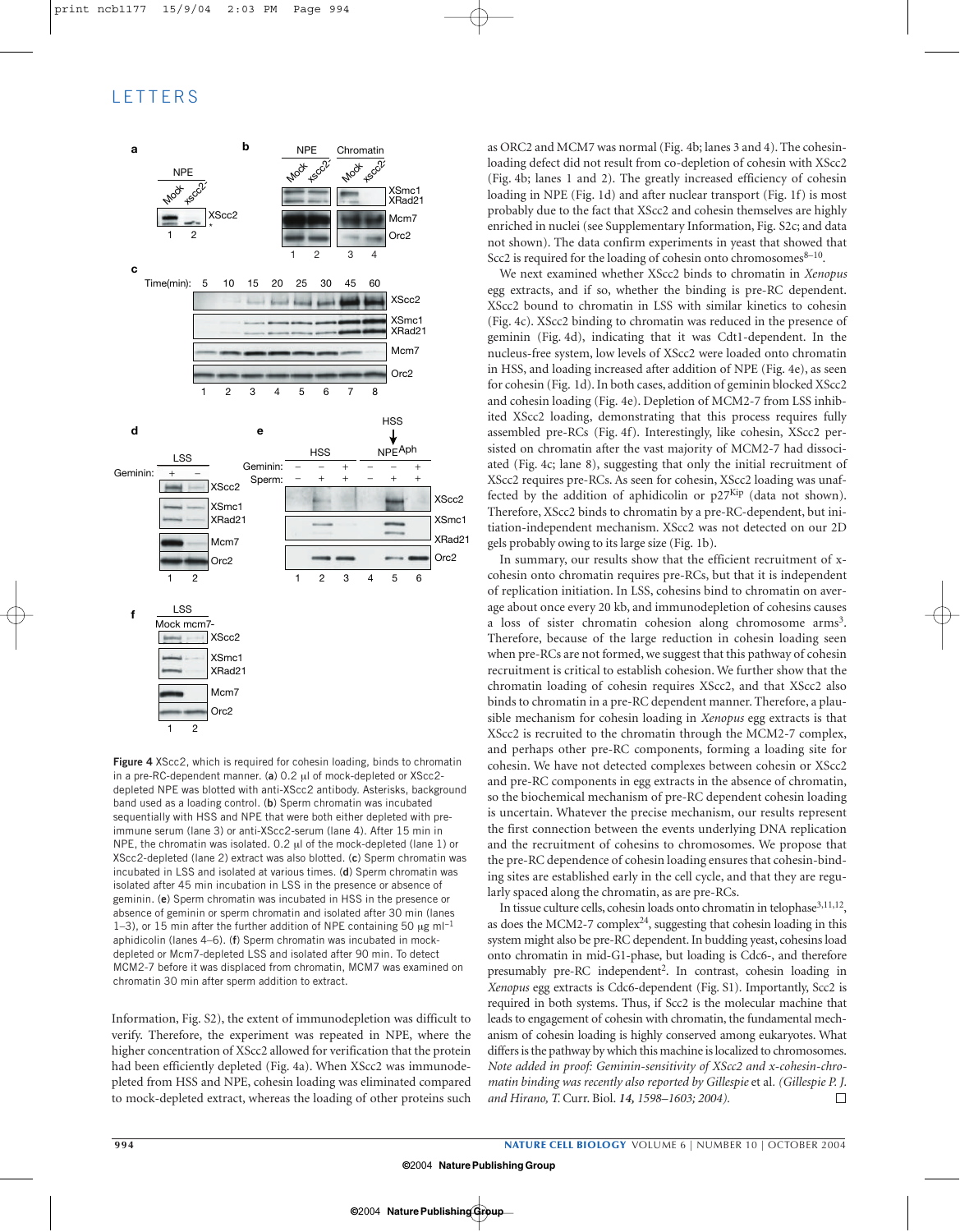Figure 4 XScc2, which is required for cohesin loading, binds to chromatin in a pre-RC-dependent manner. (**a**) 0.2 μl of mock-depleted or XScc2-depleted NPE was blotted with anti-XScc2 antibody. Asterisks, background band used as a loading control. (**b**) Sperm chromatin was incubated sequentially with HSS and NPE that were both either depleted with pre-immune serum (lane 3) or anti-XScc2-serum (lane 4). After 15 min in NPE, the chromatin was isolated. 0.2 μl of the mock-depleted (lane 1) or XScc2-depleted (lane 2) extract was also blotted. (**c**) Sperm chromatin was incubated in LSS and isolated at various times. (**d**) Sperm chromatin was isolated after 45 min incubation in LSS in the presence or absence of geminin. (**e**) Sperm chromatin was incubated in HSS in the presence or absence of geminin or sperm chromatin and isolated after 30 min (lanes 1–3), or 15 min after the further addition of NPE containing 50 μg $ml^{-1}$ aphidicolin (lanes 4–6). (**f**) Sperm chromatin was incubated in mock-depleted or Mcm7-depleted LSS and isolated after 90 min. To detect MCM2-7 before it was displaced from chromatin, MCM7 was examined on chromatin 30 min after sperm addition to extract.

Information, Fig. S2), the extent of immunodepletion was difficult to verify. Therefore, the experiment was repeated in NPE, where the higher concentration of XScc2 allowed for verification that the protein had been efficiently depleted (Fig. 4a). When XScc2 was immunodepleted from HSS and NPE, cohesin loading was eliminated compared to mock-depleted extract, whereas the loading of other proteins such as ORC2 and MCM7 was normal (Fig. 4b; lanes 3 and 4). The cohesin-loading defect did not result from co-depletion of cohesin with XScc2 (Fig. 4b; lanes 1 and 2). The greatly increased efficiency of cohesin loading in NPE (Fig. 1d) and after nuclear transport (Fig. 1f) is most probably due to the fact that XScc2 and cohesin themselves are highly enriched in nuclei (see Supplementary Information, Fig. S2c; and data not shown). The data confirm experiments in yeast that showed that Scc2 is required for the loading of cohesin onto chromosomes[8–10].

We next examined whether XScc2 binds to chromatin in *Xenopus* egg extracts, and if so, whether the binding is pre-RC dependent. XScc2 bound to chromatin in LSS with similar kinetics to cohesin (Fig. 4c). XScc2 binding to chromatin was reduced in the presence of geminin (Fig. 4d), indicating that it was Cdt1-dependent. In the nucleus-free system, low levels of XScc2 were loaded onto chromatin in HSS, and loading increased after addition of NPE (Fig. 4e), as seen for cohesin (Fig. 1d). In both cases, addition of geminin blocked XScc2 and cohesin loading (Fig. 4e). Depletion of MCM2-7 from LSS inhibited XScc2 loading, demonstrating that this process requires fully assembled pre-RCs (Fig. 4f). Interestingly, like cohesin, XScc2 persisted on chromatin after the vast majority of MCM2-7 had dissociated (Fig. 4c; lane 8), suggesting that only the initial recruitment of XScc2 requires pre-RCs. As seen for cohesin, XScc2 loading was unaffected by the addition of aphidicolin or $p27^{Kip}$ (data not shown). Therefore, XScc2 binds to chromatin by a pre-RC-dependent, but initiation-independent mechanism. XScc2 was not detected on our 2D gels probably owing to its large size (Fig. 1b).

In summary, our results show that the efficient recruitment of x-cohesin onto chromatin requires pre-RCs, but that it is independent of replication initiation. In LSS, cohesins bind to chromatin on average about once every 20 kb, and immunodepletion of cohesins causes a loss of sister chromatin cohesion along chromosome arms[3]. Therefore, because of the large reduction in cohesin loading seen when pre-RCs are not formed, we suggest that this pathway of cohesin recruitment is critical to establish cohesion. We further show that the chromatin loading of cohesin requires XScc2, and that XScc2 also binds to chromatin in a pre-RC dependent manner. Therefore, a plausible mechanism for cohesin loading in *Xenopus* egg extracts is that XScc2 is recruited to the chromatin through the MCM2-7 complex, and perhaps other pre-RC components, forming a loading site for cohesin. We have not detected complexes between cohesin or XScc2 and pre-RC components in egg extracts in the absence of chromatin, so the biochemical mechanism of pre-RC dependent cohesin loading is uncertain. Whatever the precise mechanism, our results represent the first connection between the events underlying DNA replication and the recruitment of cohesins to chromosomes. We propose that the pre-RC dependence of cohesin loading ensures that cohesin-binding sites are established early in the cell cycle, and that they are regularly spaced along the chromatin, as are pre-RCs.

In tissue culture cells, cohesin loads onto chromatin in telophase[3,11,12], as does the MCM2-7 complex[24], suggesting that cohesin loading in this system might also be pre-RC dependent. In budding yeast, cohesins load onto chromatin in mid-G1-phase, but loading is Cdc6-, and therefore presumably pre-RC independent[2]. In contrast, cohesin loading in *Xenopus* egg extracts is Cdc6-dependent (Fig. S1). Importantly, Scc2 is required in both systems. Thus, if Scc2 is the molecular machine that leads to engagement of cohesin with chromatin, the fundamental mechanism of cohesin loading is highly conserved among eukaryotes. What differs is the pathway by which this machine is localized to chromosomes. *Note added in proof: Geminin-sensitivity of XScc2 and x-cohesin-chromatin binding was recently also reported by Gillespie* et al. *(Gillespie P. J. and Hirano, T.* Curr. Biol. *14, 1598–1603; 2004).*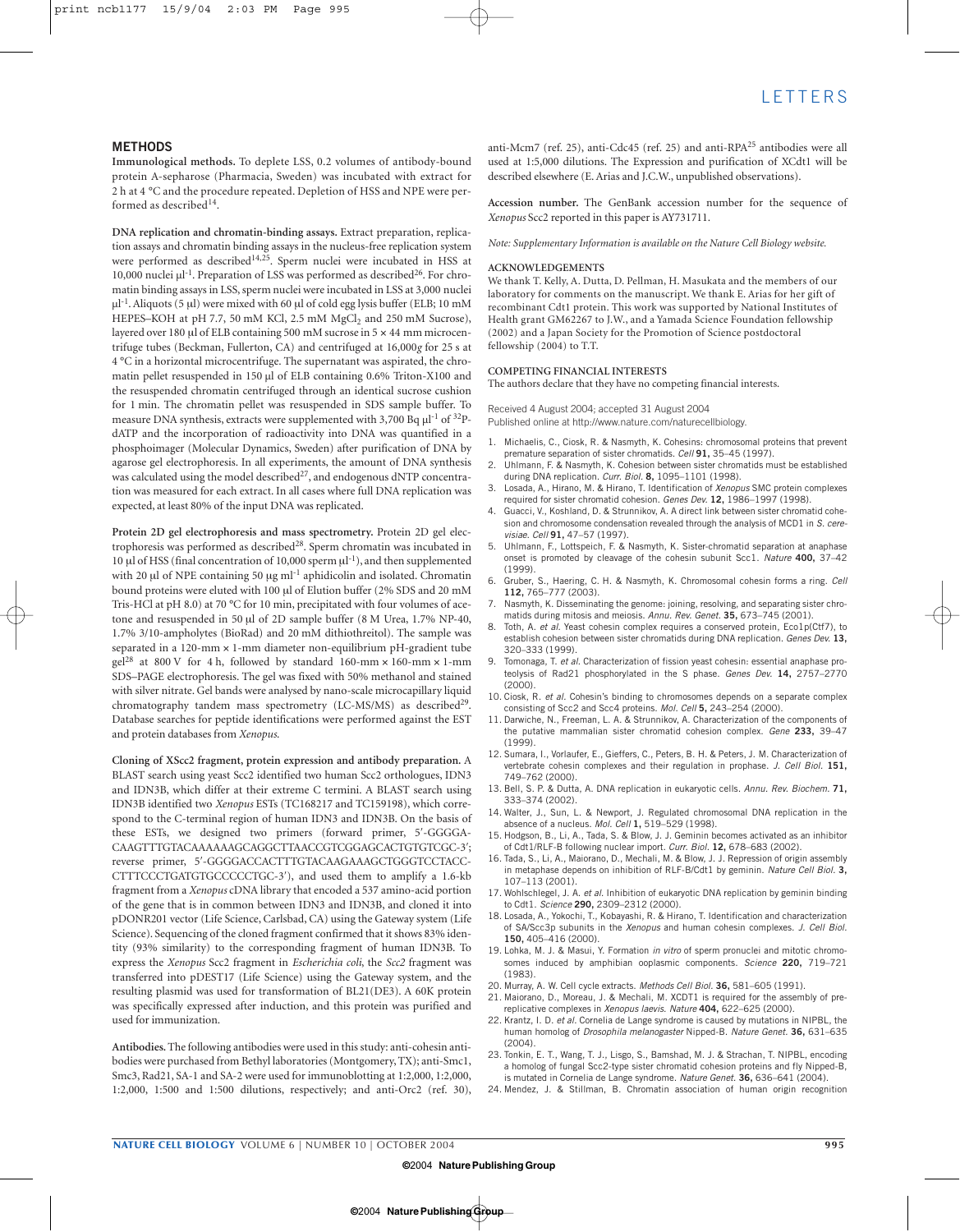## METHODS

**Immunological methods.** To deplete LSS, 0.2 volumes of antibody-bound protein A-sepharose (Pharmacia, Sweden) was incubated with extract for 2 h at 4 °C and the procedure repeated. Depletion of HSS and NPE were performed as described[14].

**DNA replication and chromatin-binding assays.** Extract preparation, replication assays and chromatin binding assays in the nucleus-free replication system were performed as described[14,25]. Sperm nuclei were incubated in HSS at 10,000 nuclei μl$^{-1}$. Preparation of LSS was performed as described[26]. For chromatin binding assays in LSS, sperm nuclei were incubated in LSS at 3,000 nuclei μl$^{-1}$. Aliquots (5 μl) were mixed with 60 μl of cold egg lysis buffer (ELB; 10 mM HEPES–KOH at pH 7.7, 50 mM KCl, 2.5 mM $MgCl_2$ and 250 mM Sucrose), layered over 180 μl of ELB containing 500 mM sucrose in 5 × 44 mm microcentrifuge tubes (Beckman, Fullerton, CA) and centrifuged at 16,000*g* for 25 s at 4 °C in a horizontal microcentrifuge. The supernatant was aspirated, the chromatin pellet resuspended in 150 μl of ELB containing 0.6% Triton-X100 and the resuspended chromatin centrifuged through an identical sucrose cushion for 1 min. The chromatin pellet was resuspended in SDS sample buffer. To measure DNA synthesis, extracts were supplemented with 3,700 Bq μl$^{-1}$ of $^{32}$P-dATP and the incorporation of radioactivity into DNA was quantified in a phosphoimager (Molecular Dynamics, Sweden) after purification of DNA by agarose gel electrophoresis. In all experiments, the amount of DNA synthesis was calculated using the model described[27], and endogenous dNTP concentration was measured for each extract. In all cases where full DNA replication was expected, at least 80% of the input DNA was replicated.

**Protein 2D gel electrophoresis and mass spectrometry.** Protein 2D gel electrophoresis was performed as described[28]. Sperm chromatin was incubated in 10 μl of HSS (final concentration of 10,000 sperm μl$^{-1}$), and then supplemented with 20 μl of NPE containing 50 μg ml$^{-1}$ aphidicolin and isolated. Chromatin bound proteins were eluted with 100 μl of Elution buffer (2% SDS and 20 mM Tris-HCl at pH 8.0) at 70 °C for 10 min, precipitated with four volumes of acetone and resuspended in 50 μl of 2D sample buffer (8 M Urea, 1.7% NP-40, 1.7% 3/10-ampholytes (BioRad) and 20 mM dithiothreitol). The sample was separated in a 120-mm × 1-mm diameter non-equilibrium pH-gradient tube gel[28] at 800 V for 4 h, followed by standard 160-mm × 160-mm × 1-mm SDS–PAGE electrophoresis. The gel was fixed with 50% methanol and stained with silver nitrate. Gel bands were analysed by nano-scale microcapillary liquid chromatography tandem mass spectrometry (LC-MS/MS) as described[29]. Database searches for peptide identifications were performed against the EST and protein databases from *Xenopus*.

**Cloning of XScc2 fragment, protein expression and antibody preparation.** A BLAST search using yeast Scc2 identified two human Scc2 orthologues, IDN3 and IDN3B, which differ at their extreme C termini. A BLAST search using IDN3B identified two *Xenopus* ESTs (TC168217 and TC159198), which correspond to the C-terminal region of human IDN3 and IDN3B. On the basis of these ESTs, we designed two primers (forward primer, 5′-GGGGA-CAAGTTTGTACAAAAAAGCAGGCTTAACCGTCGGAGCACTGTGTCGC-3′; reverse primer, 5′-GGGGACCACTTTGTACAAGAAAGCTGGGTCCTACC-CTTTCCCTGATGTGCCCCCTGC-3′), and used them to amplify a 1.6-kb fragment from a *Xenopus* cDNA library that encoded a 537 amino-acid portion of the gene that is in common between IDN3 and IDN3B, and cloned it into pDONR201 vector (Life Science, Carlsbad, CA) using the Gateway system (Life Science). Sequencing of the cloned fragment confirmed that it shows 83% identity (93% similarity) to the corresponding fragment of human IDN3B. To express the *Xenopus* Scc2 fragment in *Escherichia coli*, the *Scc2* fragment was transferred into pDEST17 (Life Science) using the Gateway system, and the resulting plasmid was used for transformation of BL21(DE3). A 60K protein was specifically expressed after induction, and this protein was purified and used for immunization.

**Antibodies.** The following antibodies were used in this study: anti-cohesin antibodies were purchased from Bethyl laboratories (Montgomery, TX); anti-Smc1, Smc3, Rad21, SA-1 and SA-2 were used for immunoblotting at 1:2,000, 1:2,000, 1:2,000, 1:500 and 1:500 dilutions, respectively; and anti-Orc2 (ref. 30), anti-Mcm7 (ref. 25), anti-Cdc45 (ref. 25) and anti-RPA[25] antibodies were all used at 1:5,000 dilutions. The Expression and purification of XCdt1 will be described elsewhere (E. Arias and J.C.W., unpublished observations).

**Accession number.** The GenBank accession number for the sequence of *Xenopus* Scc2 reported in this paper is AY731711.

*Note: Supplementary Information is available on the Nature Cell Biology website.*

### ACKNOWLEDGEMENTS

We thank T. Kelly, A. Dutta, D. Pellman, H. Masukata and the members of our laboratory for comments on the manuscript. We thank E. Arias for her gift of recombinant Cdt1 protein. This work was supported by National Institutes of Health grant GM62267 to J.W., and a Yamada Science Foundation fellowship (2002) and a Japan Society for the Promotion of Science postdoctoral fellowship (2004) to T.T.

### COMPETING FINANCIAL INTERESTS

The authors declare that they have no competing financial interests.

Received 4 August 2004; accepted 31 August 2004
Published online at http://www.nature.com/naturecellbiology.

1. Michaelis, C., Ciosk, R. & Nasmyth, K. Cohesins: chromosomal proteins that prevent premature separation of sister chromatids. *Cell* **91,** 35–45 (1997).
2. Uhlmann, F. & Nasmyth, K. Cohesion between sister chromatids must be established during DNA replication. *Curr. Biol.* **8,** 1095–1101 (1998).
3. Losada, A., Hirano, M. & Hirano, T. Identification of *Xenopus* SMC protein complexes required for sister chromatid cohesion. *Genes Dev.* **12,** 1986–1997 (1998).
4. Guacci, V., Koshland, D. & Strunnikov, A. A direct link between sister chromatid cohesion and chromosome condensation revealed through the analysis of MCD1 in *S. cerevisiae*. *Cell* **91,** 47–57 (1997).
5. Uhlmann, F., Lottspeich, F. & Nasmyth, K. Sister-chromatid separation at anaphase onset is promoted by cleavage of the cohesin subunit Scc1. *Nature* **400,** 37–42 (1999).
6. Gruber, S., Haering, C. H. & Nasmyth, K. Chromosomal cohesin forms a ring. *Cell* **112,** 765–777 (2003).
7. Nasmyth, K. Disseminating the genome: joining, resolving, and separating sister chromatids during mitosis and meiosis. *Annu. Rev. Genet.* **35,** 673–745 (2001).
8. Toth, A. *et al.* Yeast cohesin complex requires a conserved protein, Eco1p(Ctf7), to establish cohesion between sister chromatids during DNA replication. *Genes Dev.* **13,** 320–333 (1999).
9. Tomonaga, T. *et al.* Characterization of fission yeast cohesin: essential anaphase proteolysis of Rad21 phosphorylated in the S phase. *Genes Dev.* **14,** 2757–2770 (2000).
10. Ciosk, R. *et al.* Cohesin's binding to chromosomes depends on a separate complex consisting of Scc2 and Scc4 proteins. *Mol. Cell* **5,** 243–254 (2000).
11. Darwiche, N., Freeman, L. A. & Strunnikov, A. Characterization of the components of the putative mammalian sister chromatid cohesion complex. *Gene* **233,** 39–47 (1999).
12. Sumara, I., Vorlaufer, E., Gieffers, C., Peters, B. H. & Peters, J. M. Characterization of vertebrate cohesin complexes and their regulation in prophase. *J. Cell Biol.* **151,** 749–762 (2000).
13. Bell, S. P. & Dutta, A. DNA replication in eukaryotic cells. *Annu. Rev. Biochem.* **71,** 333–374 (2002).
14. Walter, J., Sun, L. & Newport, J. Regulated chromosomal DNA replication in the absence of a nucleus. *Mol. Cell* **1,** 519–529 (1998).
15. Hodgson, B., Li, A., Tada, S. & Blow, J. J. Geminin becomes activated as an inhibitor of Cdt1/RLF-B following nuclear import. *Curr. Biol.* **12,** 678–683 (2002).
16. Tada, S., Li, A., Maiorano, D., Mechali, M. & Blow, J. J. Repression of origin assembly in metaphase depends on inhibition of RLF-B/Cdt1 by geminin. *Nature Cell Biol.* **3,** 107–113 (2001).
17. Wohlschlegel, J. A. *et al.* Inhibition of eukaryotic DNA replication by geminin binding to Cdt1. *Science* **290,** 2309–2312 (2000).
18. Losada, A., Yokochi, T., Kobayashi, R. & Hirano, T. Identification and characterization of SA/Scc3p subunits in the *Xenopus* and human cohesin complexes. *J. Cell Biol.* **150,** 405–416 (2000).
19. Lohka, M. J. & Masui, Y. Formation *in vitro* of sperm pronuclei and mitotic chromosomes induced by amphibian ooplasmic components. *Science* **220,** 719–721 (1983).
20. Murray, A. W. Cell cycle extracts. *Methods Cell Biol.* **36,** 581–605 (1991).
21. Maiorano, D., Moreau, J. & Mechali, M. XCDT1 is required for the assembly of pre-replicative complexes in *Xenopus laevis*. *Nature* **404,** 622–625 (2000).
22. Krantz, I. D. *et al.* Cornelia de Lange syndrome is caused by mutations in NIPBL, the human homolog of *Drosophila melanogaster* Nipped-B. *Nature Genet.* **36,** 631–635 (2004).
23. Tonkin, E. T., Wang, T. J., Lisgo, S., Bamshad, M. J. & Strachan, T. NIPBL, encoding a homolog of fungal Scc2-type sister chromatid cohesion proteins and fly Nipped-B, is mutated in Cornelia de Lange syndrome. *Nature Genet.* **36,** 636–641 (2004).
24. Mendez, J. & Stillman, B. Chromatin association of human origin recognition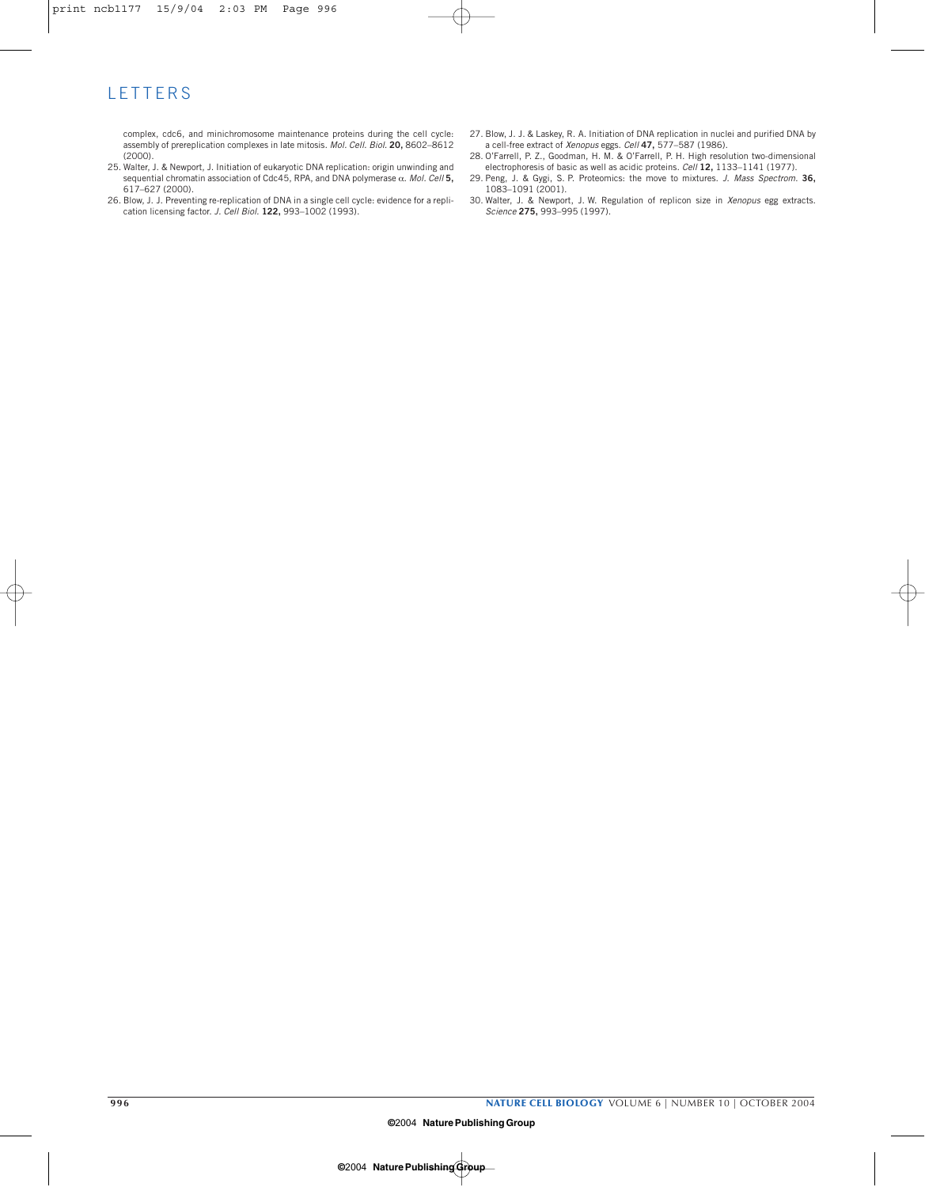complex, cdc6, and minichromosome maintenance proteins during the cell cycle: assembly of prereplication complexes in late mitosis. *Mol. Cell. Biol.* **20,** 8602–8612 (2000).

25. Walter, J. & Newport, J. Initiation of eukaryotic DNA replication: origin unwinding and sequential chromatin association of Cdc45, RPA, and DNA polymerase $\alpha$. *Mol. Cell* **5,** 617–627 (2000).
26. Blow, J. J. Preventing re-replication of DNA in a single cell cycle: evidence for a replication licensing factor. *J. Cell Biol.* **122,** 993–1002 (1993).
27. Blow, J. J. & Laskey, R. A. Initiation of DNA replication in nuclei and purified DNA by a cell-free extract of *Xenopus* eggs. *Cell* **47,** 577–587 (1986).
28. O'Farrell, P. Z., Goodman, H. M. & O'Farrell, P. H. High resolution two-dimensional electrophoresis of basic as well as acidic proteins. *Cell* **12,** 1133–1141 (1977).
29. Peng, J. & Gygi, S. P. Proteomics: the move to mixtures. *J. Mass Spectrom.* **36,** 1083–1091 (2001).
30. Walter, J. & Newport, J. W. Regulation of replicon size in *Xenopus* egg extracts. *Science* **275,** 993–995 (1997).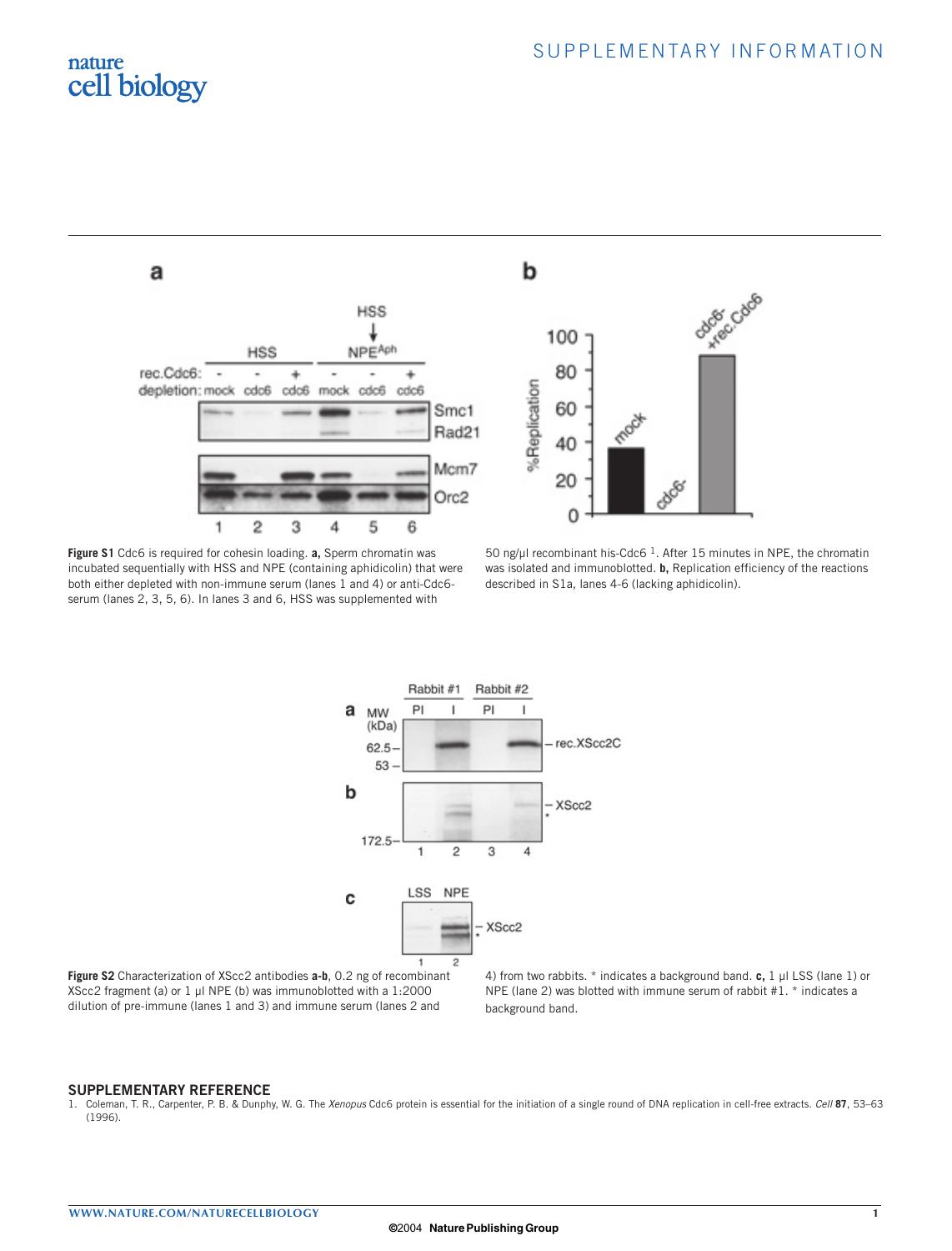a

HSS

HSS ↓ NPE^Aph

rec.Cdc6: - - + - - +

depletion: mock cdc6 cdc6 mock cdc6 cdc6

Smc1

Rad21

Mcm7

Orc2

1 2 3 4 5 6

b

%Replication

100

80

60

40

20

0

mock

cdc6-

cdc6- +rec.Cdc6

**Figure S1** Cdc6 is required for cohesin loading. **a,** Sperm chromatin was incubated sequentially with HSS and NPE (containing aphidicolin) that were both either depleted with non-immune serum (lanes 1 and 4) or anti-Cdc6-serum (lanes 2, 3, 5, 6). In lanes 3 and 6, HSS was supplemented with 50 ng/μl recombinant his-Cdc6 [1]. After 15 minutes in NPE, the chromatin was isolated and immunoblotted. **b,** Replication efficiency of the reactions described in S1a, lanes 4-6 (lacking aphidicolin).

a

Rabbit #1 Rabbit #2

MW (kDa) PI I PI I

62.5–

53 –

– rec.XScc2C

b

– XScc2

*

172.5–

1 2 3 4

c

LSS NPE

– XScc2

*

1 2

**Figure S2** Characterization of XScc2 antibodies **a-b**, 0.2 ng of recombinant XScc2 fragment (a) or 1 μl NPE (b) was immunoblotted with a 1:2000 dilution of pre-immune (lanes 1 and 3) and immune serum (lanes 2 and 4) from two rabbits. * indicates a background band. **c,** 1 μl LSS (lane 1) or NPE (lane 2) was blotted with immune serum of rabbit #1. * indicates a background band.

## SUPPLEMENTARY REFERENCE

1. Coleman, T. R., Carpenter, P. B. & Dunphy, W. G. The *Xenopus* Cdc6 protein is essential for the initiation of a single round of DNA replication in cell-free extracts. *Cell* **87**, 53–63 (1996).